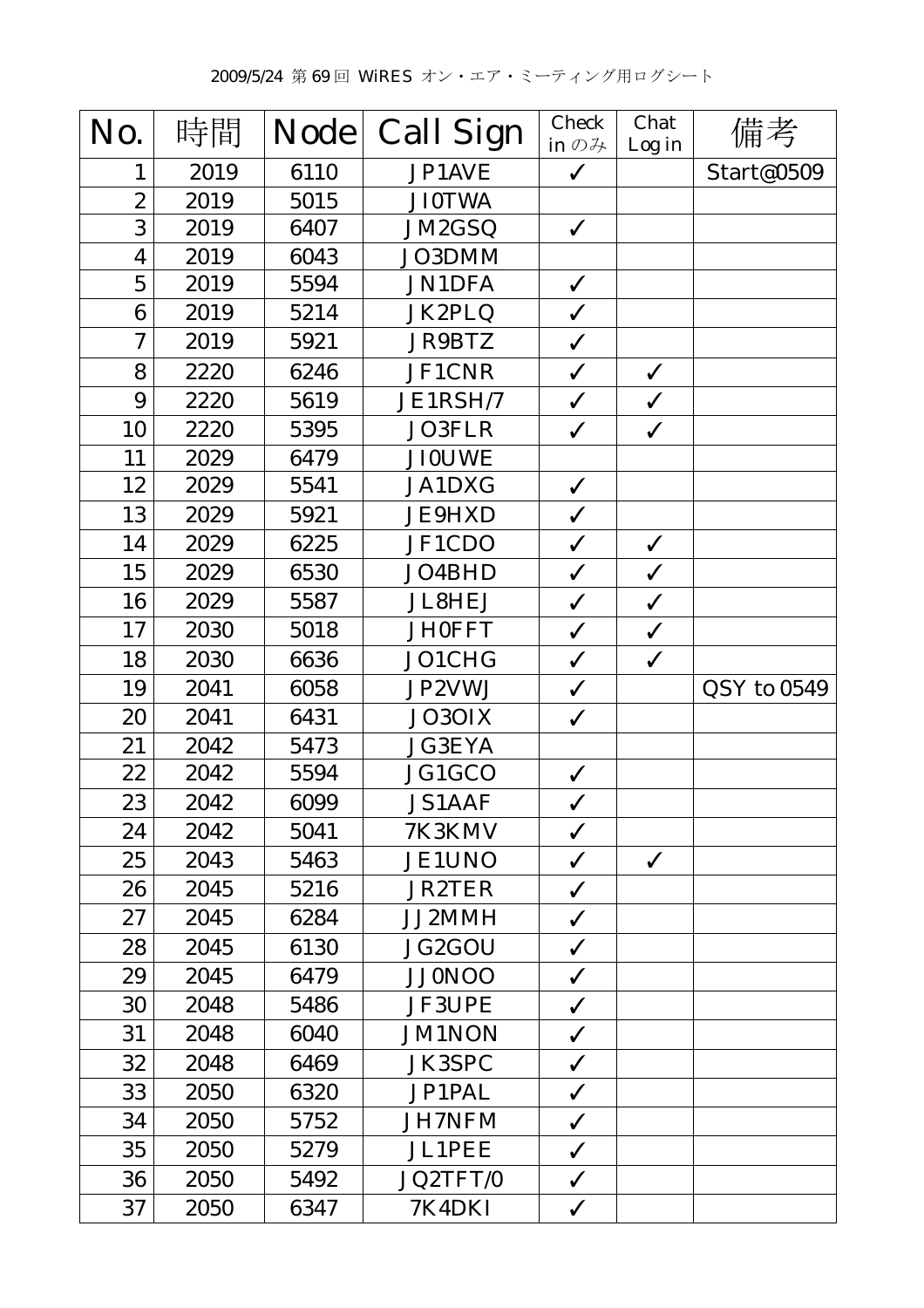2009/5/24 第69回 WiRES オン・エア・ミーティング用ログシート

| No. | 時間 | Node | Call Sign | Check in のみ | Chat Log in | 備考 |
|---|---|---|---|---|---|---|
| 1 | 2019 | 6110 | JP1AVE | ✓ | | Start@0509 |
| 2 | 2019 | 5015 | JI0TWA | | | |
| 3 | 2019 | 6407 | JM2GSQ | ✓ | | |
| 4 | 2019 | 6043 | JO3DMM | | | |
| 5 | 2019 | 5594 | JN1DFA | ✓ | | |
| 6 | 2019 | 5214 | JK2PLQ | ✓ | | |
| 7 | 2019 | 5921 | JR9BTZ | ✓ | | |
| 8 | 2220 | 6246 | JF1CNR | ✓ | ✓ | |
| 9 | 2220 | 5619 | JE1RSH/7 | ✓ | ✓ | |
| 10 | 2220 | 5395 | JO3FLR | ✓ | ✓ | |
| 11 | 2029 | 6479 | JI0UWE | | | |
| 12 | 2029 | 5541 | JA1DXG | ✓ | | |
| 13 | 2029 | 5921 | JE9HXD | ✓ | | |
| 14 | 2029 | 6225 | JF1CDO | ✓ | ✓ | |
| 15 | 2029 | 6530 | JO4BHD | ✓ | ✓ | |
| 16 | 2029 | 5587 | JL8HEJ | ✓ | ✓ | |
| 17 | 2030 | 5018 | JH0FFT | ✓ | ✓ | |
| 18 | 2030 | 6636 | JO1CHG | ✓ | ✓ | |
| 19 | 2041 | 6058 | JP2VWJ | ✓ | | QSY to 0549 |
| 20 | 2041 | 6431 | JO3OIX | ✓ | | |
| 21 | 2042 | 5473 | JG3EYA | | | |
| 22 | 2042 | 5594 | JG1GCO | ✓ | | |
| 23 | 2042 | 6099 | JS1AAF | ✓ | | |
| 24 | 2042 | 5041 | 7K3KMV | ✓ | | |
| 25 | 2043 | 5463 | JE1UNO | ✓ | ✓ | |
| 26 | 2045 | 5216 | JR2TER | ✓ | | |
| 27 | 2045 | 6284 | JJ2MMH | ✓ | | |
| 28 | 2045 | 6130 | JG2GOU | ✓ | | |
| 29 | 2045 | 6479 | JJ0NOO | ✓ | | |
| 30 | 2048 | 5486 | JF3UPE | ✓ | | |
| 31 | 2048 | 6040 | JM1NON | ✓ | | |
| 32 | 2048 | 6469 | JK3SPC | ✓ | | |
| 33 | 2050 | 6320 | JP1PAL | ✓ | | |
| 34 | 2050 | 5752 | JH7NFM | ✓ | | |
| 35 | 2050 | 5279 | JL1PEE | ✓ | | |
| 36 | 2050 | 5492 | JQ2TFT/0 | ✓ | | |
| 37 | 2050 | 6347 | 7K4DKI | ✓ | | |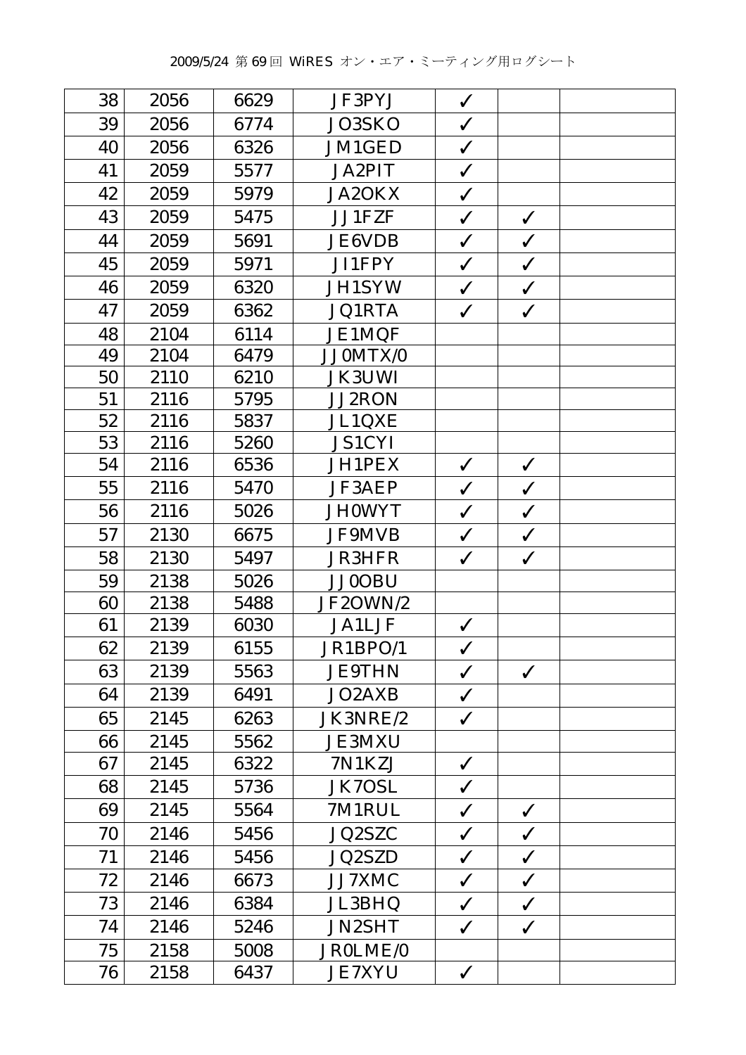2009/5/24 第69回 WiRES オン・エア・ミーティング用ログシート

| | | | | | | |
|---|---|---|---|---|---|---|
| 38 | 2056 | 6629 | JF3PYJ | ✓ | | |
| 39 | 2056 | 6774 | JO3SKO | ✓ | | |
| 40 | 2056 | 6326 | JM1GED | ✓ | | |
| 41 | 2059 | 5577 | JA2PIT | ✓ | | |
| 42 | 2059 | 5979 | JA2OKX | ✓ | | |
| 43 | 2059 | 5475 | JJ1FZF | ✓ | ✓ | |
| 44 | 2059 | 5691 | JE6VDB | ✓ | ✓ | |
| 45 | 2059 | 5971 | JI1FPY | ✓ | ✓ | |
| 46 | 2059 | 6320 | JH1SYW | ✓ | ✓ | |
| 47 | 2059 | 6362 | JQ1RTA | ✓ | ✓ | |
| 48 | 2104 | 6114 | JE1MQF | | | |
| 49 | 2104 | 6479 | JJ0MTX/0 | | | |
| 50 | 2110 | 6210 | JK3UWI | | | |
| 51 | 2116 | 5795 | JJ2RON | | | |
| 52 | 2116 | 5837 | JL1QXE | | | |
| 53 | 2116 | 5260 | JS1CYI | | | |
| 54 | 2116 | 6536 | JH1PEX | ✓ | ✓ | |
| 55 | 2116 | 5470 | JF3AEP | ✓ | ✓ | |
| 56 | 2116 | 5026 | JH0WYT | ✓ | ✓ | |
| 57 | 2130 | 6675 | JF9MVB | ✓ | ✓ | |
| 58 | 2130 | 5497 | JR3HFR | ✓ | ✓ | |
| 59 | 2138 | 5026 | JJ0OBU | | | |
| 60 | 2138 | 5488 | JF2OWN/2 | | | |
| 61 | 2139 | 6030 | JA1LJF | ✓ | | |
| 62 | 2139 | 6155 | JR1BPO/1 | ✓ | | |
| 63 | 2139 | 5563 | JE9THN | ✓ | ✓ | |
| 64 | 2139 | 6491 | JO2AXB | ✓ | | |
| 65 | 2145 | 6263 | JK3NRE/2 | ✓ | | |
| 66 | 2145 | 5562 | JE3MXU | | | |
| 67 | 2145 | 6322 | 7N1KZJ | ✓ | | |
| 68 | 2145 | 5736 | JK7OSL | ✓ | | |
| 69 | 2145 | 5564 | 7M1RUL | ✓ | ✓ | |
| 70 | 2146 | 5456 | JQ2SZC | ✓ | ✓ | |
| 71 | 2146 | 5456 | JQ2SZD | ✓ | ✓ | |
| 72 | 2146 | 6673 | JJ7XMC | ✓ | ✓ | |
| 73 | 2146 | 6384 | JL3BHQ | ✓ | ✓ | |
| 74 | 2146 | 5246 | JN2SHT | ✓ | ✓ | |
| 75 | 2158 | 5008 | JR0LME/0 | | | |
| 76 | 2158 | 6437 | JE7XYU | ✓ | | |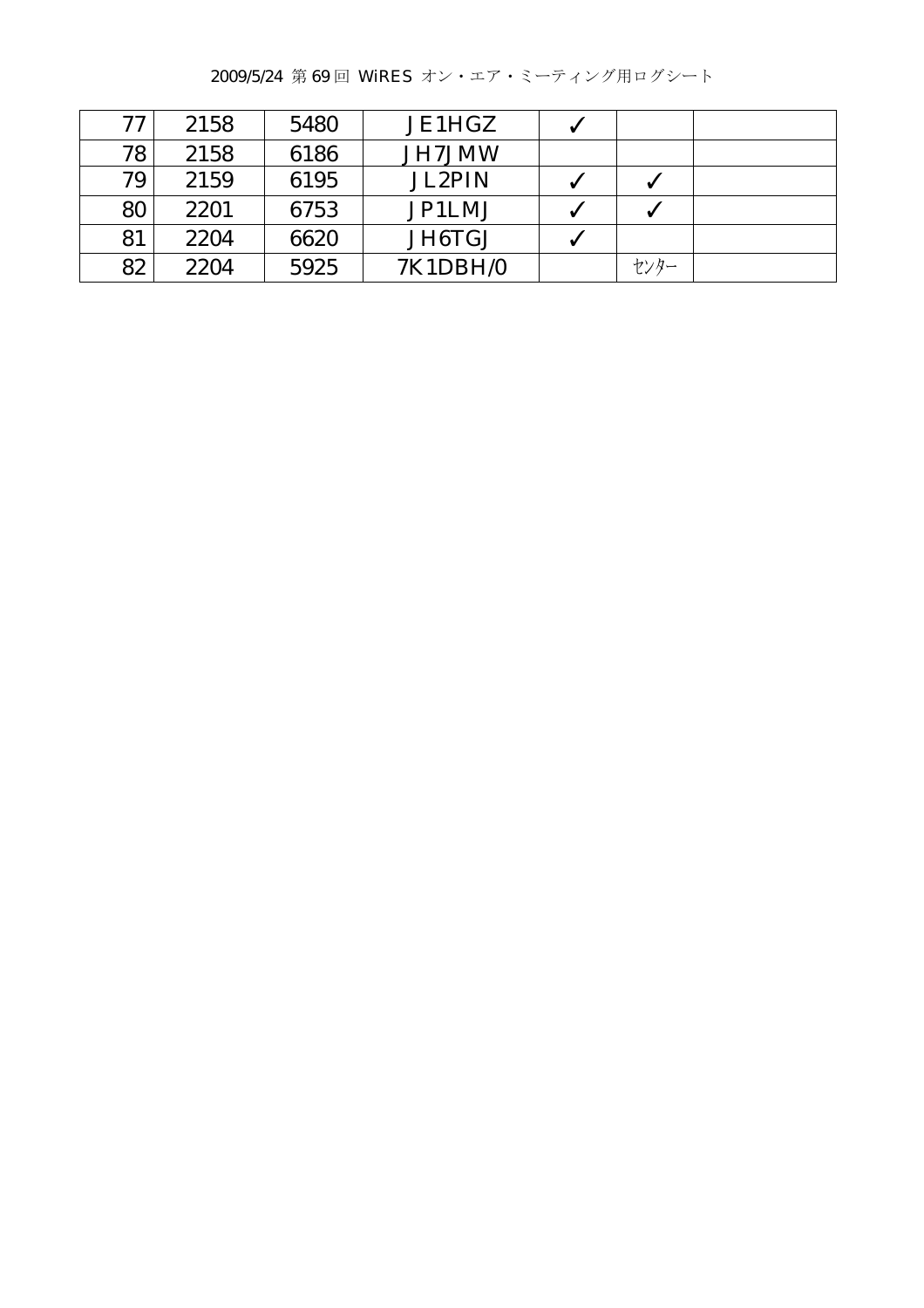2009/5/24 第69回 WiRES オン・エア・ミーティング用ログシート

| | | | | | | |
|---|---|---|---|---|---|---|
| 77 | 2158 | 5480 | JE1HGZ | ✓ | | |
| 78 | 2158 | 6186 | JH7JMW | | | |
| 79 | 2159 | 6195 | JL2PIN | ✓ | ✓ | |
| 80 | 2201 | 6753 | JP1LMJ | ✓ | ✓ | |
| 81 | 2204 | 6620 | JH6TGJ | ✓ | | |
| 82 | 2204 | 5925 | 7K1DBH/0 | | ｾﾝﾀｰ | |